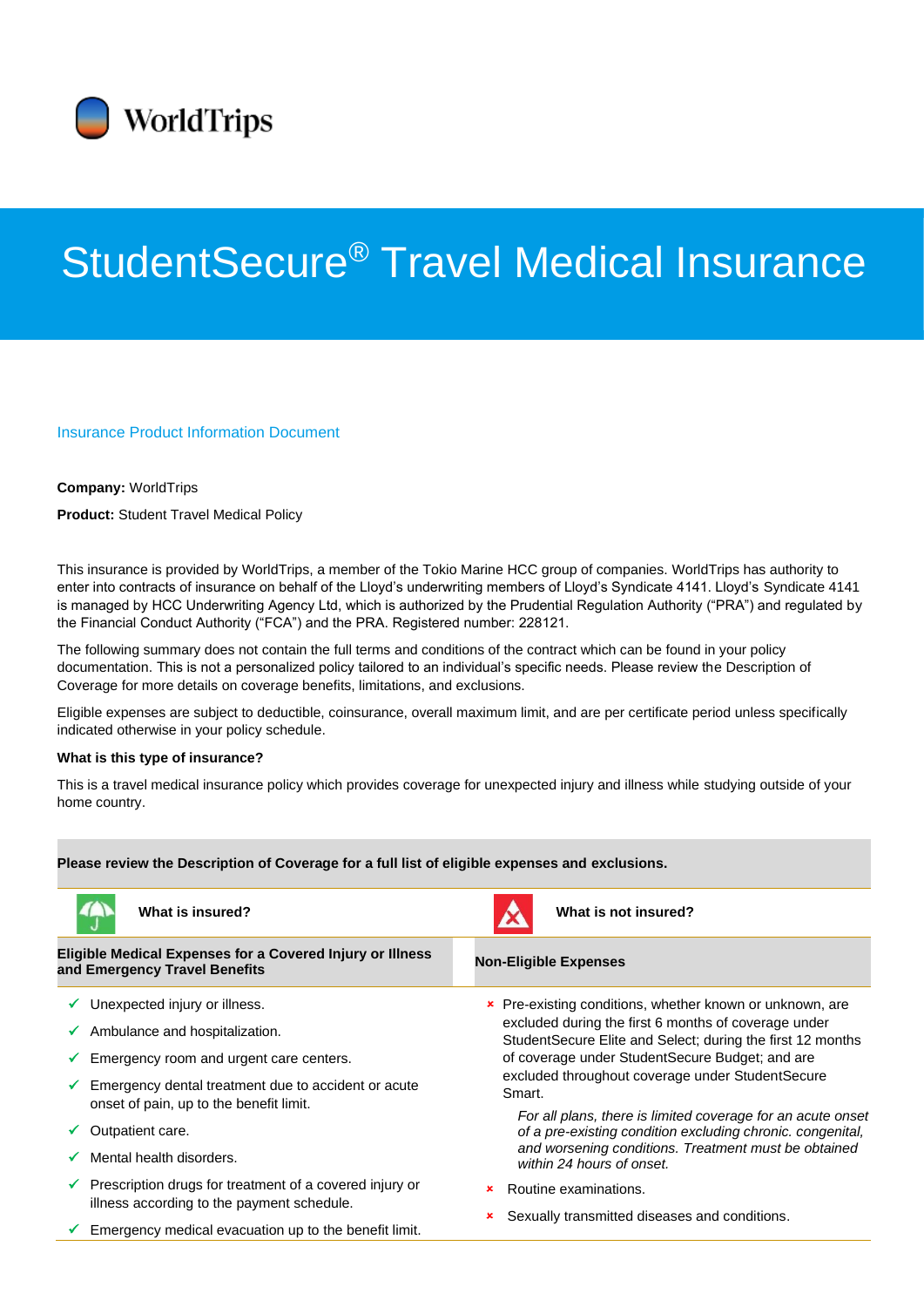WorldTrips

# StudentSecure® Travel Medical Insurance

Insurance Product Information Document

**Company:** WorldTrips

**Product:** Student Travel Medical Policy

This insurance is provided by WorldTrips, a member of the Tokio Marine HCC group of companies. WorldTrips has authority to enter into contracts of insurance on behalf of the Lloyd's underwriting members of Lloyd's Syndicate 4141. Lloyd's Syndicate 4141 is managed by HCC Underwriting Agency Ltd, which is authorized by the Prudential Regulation Authority ("PRA") and regulated by the Financial Conduct Authority ("FCA") and the PRA. Registered number: 228121.

The following summary does not contain the full terms and conditions of the contract which can be found in your policy documentation. This is not a personalized policy tailored to an individual's specific needs. Please review the Description of Coverage for more details on coverage benefits, limitations, and exclusions.

Eligible expenses are subject to deductible, coinsurance, overall maximum limit, and are per certificate period unless specifically indicated otherwise in your policy schedule.

**What is this type of insurance?**

This is a travel medical insurance policy which provides coverage for unexpected injury and illness while studying outside of your home country.

**Please review the Description of Coverage for a full list of eligible expenses and exclusions.**

### What is insured?

**Eligible Medical Expenses for a Covered Injury or Illness and Emergency Travel Benefits**

- ✓ Unexpected injury or illness.
- ✓ Ambulance and hospitalization.
- ✓ Emergency room and urgent care centers.
- ✓ Emergency dental treatment due to accident or acute onset of pain, up to the benefit limit.
- ✓ Outpatient care.
- ✓ Mental health disorders.
- ✓ Prescription drugs for treatment of a covered injury or illness according to the payment schedule.
- ✓ Emergency medical evacuation up to the benefit limit.

### What is not insured?

**Non-Eligible Expenses**

- × Pre-existing conditions, whether known or unknown, are excluded during the first 6 months of coverage under StudentSecure Elite and Select; during the first 12 months of coverage under StudentSecure Budget; and are excluded throughout coverage under StudentSecure Smart.

  *For all plans, there is limited coverage for an acute onset of a pre-existing condition excluding chronic. congenital, and worsening conditions. Treatment must be obtained within 24 hours of onset.*
- × Routine examinations.
- × Sexually transmitted diseases and conditions.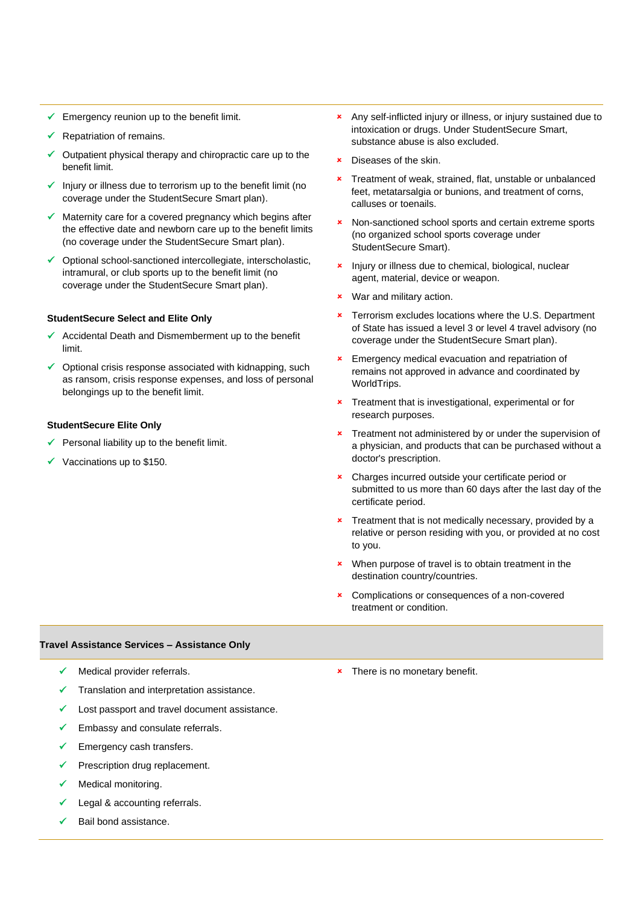- ✓ Emergency reunion up to the benefit limit.
- ✓ Repatriation of remains.
- ✓ Outpatient physical therapy and chiropractic care up to the benefit limit.
- ✓ Injury or illness due to terrorism up to the benefit limit (no coverage under the StudentSecure Smart plan).
- ✓ Maternity care for a covered pregnancy which begins after the effective date and newborn care up to the benefit limits (no coverage under the StudentSecure Smart plan).
- ✓ Optional school-sanctioned intercollegiate, interscholastic, intramural, or club sports up to the benefit limit (no coverage under the StudentSecure Smart plan).

**StudentSecure Select and Elite Only**

- ✓ Accidental Death and Dismemberment up to the benefit limit.
- ✓ Optional crisis response associated with kidnapping, such as ransom, crisis response expenses, and loss of personal belongings up to the benefit limit.

**StudentSecure Elite Only**

- ✓ Personal liability up to the benefit limit.
- ✓ Vaccinations up to $150.

- × Any self-inflicted injury or illness, or injury sustained due to intoxication or drugs. Under StudentSecure Smart, substance abuse is also excluded.
- × Diseases of the skin.
- × Treatment of weak, strained, flat, unstable or unbalanced feet, metatarsalgia or bunions, and treatment of corns, calluses or toenails.
- × Non-sanctioned school sports and certain extreme sports (no organized school sports coverage under StudentSecure Smart).
- × Injury or illness due to chemical, biological, nuclear agent, material, device or weapon.
- × War and military action.
- × Terrorism excludes locations where the U.S. Department of State has issued a level 3 or level 4 travel advisory (no coverage under the StudentSecure Smart plan).
- × Emergency medical evacuation and repatriation of remains not approved in advance and coordinated by WorldTrips.
- × Treatment that is investigational, experimental or for research purposes.
- × Treatment not administered by or under the supervision of a physician, and products that can be purchased without a doctor's prescription.
- × Charges incurred outside your certificate period or submitted to us more than 60 days after the last day of the certificate period.
- × Treatment that is not medically necessary, provided by a relative or person residing with you, or provided at no cost to you.
- × When purpose of travel is to obtain treatment in the destination country/countries.
- × Complications or consequences of a non-covered treatment or condition.

**Travel Assistance Services – Assistance Only**

- ✓ Medical provider referrals.
- ✓ Translation and interpretation assistance.
- ✓ Lost passport and travel document assistance.
- ✓ Embassy and consulate referrals.
- ✓ Emergency cash transfers.
- ✓ Prescription drug replacement.
- ✓ Medical monitoring.
- ✓ Legal & accounting referrals.
- ✓ Bail bond assistance.

- × There is no monetary benefit.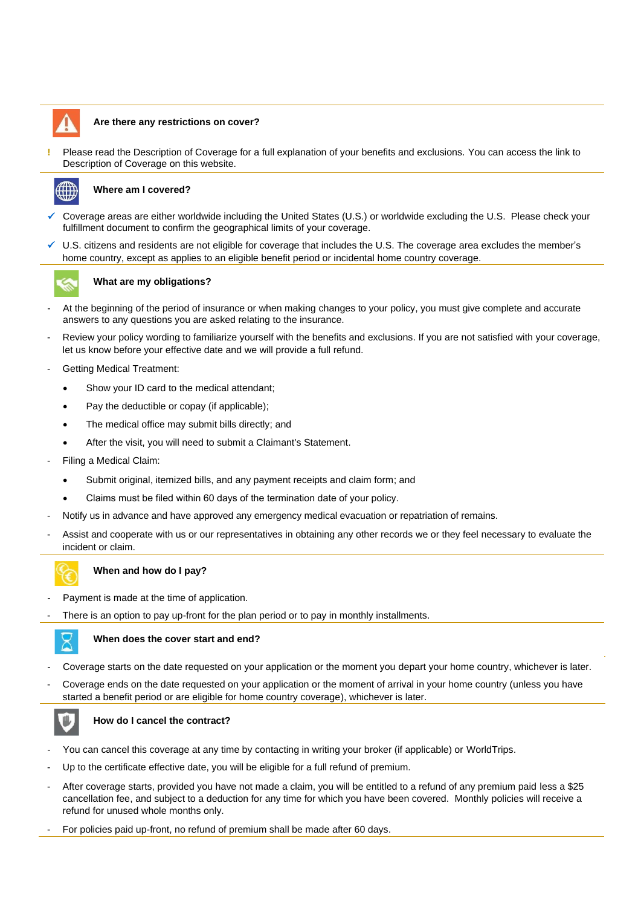### Are there any restrictions on cover?

! Please read the Description of Coverage for a full explanation of your benefits and exclusions. You can access the link to Description of Coverage on this website.

### Where am I covered?

- ✓ Coverage areas are either worldwide including the United States (U.S.) or worldwide excluding the U.S. Please check your fulfillment document to confirm the geographical limits of your coverage.
- ✓ U.S. citizens and residents are not eligible for coverage that includes the U.S. The coverage area excludes the member's home country, except as applies to an eligible benefit period or incidental home country coverage.

### What are my obligations?

- At the beginning of the period of insurance or when making changes to your policy, you must give complete and accurate answers to any questions you are asked relating to the insurance.
- Review your policy wording to familiarize yourself with the benefits and exclusions. If you are not satisfied with your coverage, let us know before your effective date and we will provide a full refund.
- Getting Medical Treatment:
  - Show your ID card to the medical attendant;
  - Pay the deductible or copay (if applicable);
  - The medical office may submit bills directly; and
  - After the visit, you will need to submit a Claimant's Statement.
- Filing a Medical Claim:
  - Submit original, itemized bills, and any payment receipts and claim form; and
  - Claims must be filed within 60 days of the termination date of your policy.
- Notify us in advance and have approved any emergency medical evacuation or repatriation of remains.
- Assist and cooperate with us or our representatives in obtaining any other records we or they feel necessary to evaluate the incident or claim.

### When and how do I pay?

- Payment is made at the time of application.
- There is an option to pay up-front for the plan period or to pay in monthly installments.

### When does the cover start and end?

- Coverage starts on the date requested on your application or the moment you depart your home country, whichever is later.
- Coverage ends on the date requested on your application or the moment of arrival in your home country (unless you have started a benefit period or are eligible for home country coverage), whichever is later.

### How do I cancel the contract?

- You can cancel this coverage at any time by contacting in writing your broker (if applicable) or WorldTrips.
- Up to the certificate effective date, you will be eligible for a full refund of premium.
- After coverage starts, provided you have not made a claim, you will be entitled to a refund of any premium paid less a $25 cancellation fee, and subject to a deduction for any time for which you have been covered. Monthly policies will receive a refund for unused whole months only.
- For policies paid up-front, no refund of premium shall be made after 60 days.